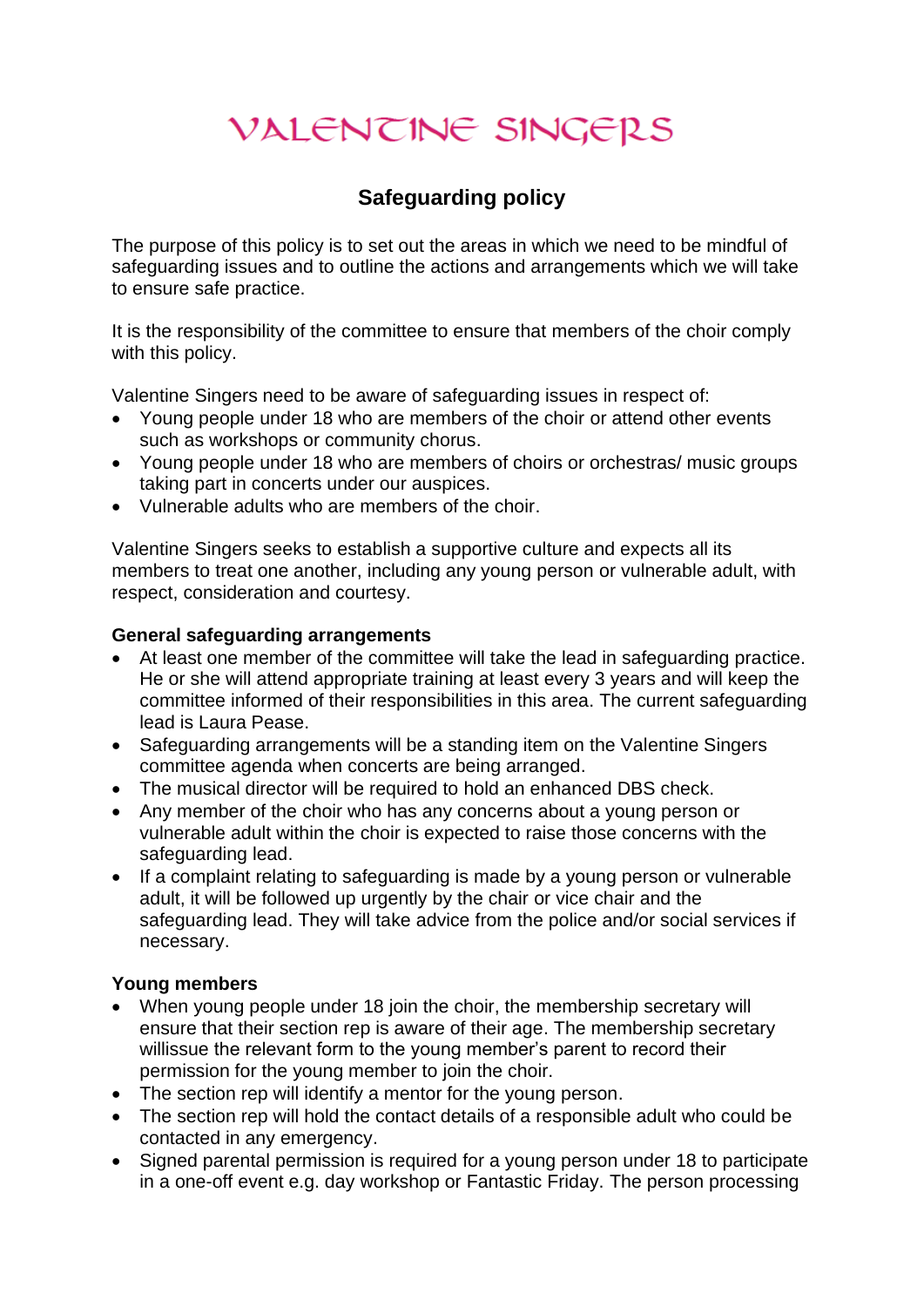# VALENTINE SINGERS

## Safeguarding policy

The purpose of this policy is to set out the areas in which we need to be mindful of safeguarding issues and to outline the actions and arrangements which we will take to ensure safe practice.

It is the responsibility of the committee to ensure that members of the choir comply with this policy.

Valentine Singers need to be aware of safeguarding issues in respect of:

- Young people under 18 who are members of the choir or attend other events such as workshops or community chorus.
- Young people under 18 who are members of choirs or orchestras/ music groups taking part in concerts under our auspices.
- Vulnerable adults who are members of the choir.

Valentine Singers seeks to establish a supportive culture and expects all its members to treat one another, including any young person or vulnerable adult, with respect, consideration and courtesy.

**General safeguarding arrangements**

- At least one member of the committee will take the lead in safeguarding practice. He or she will attend appropriate training at least every 3 years and will keep the committee informed of their responsibilities in this area. The current safeguarding lead is Laura Pease.
- Safeguarding arrangements will be a standing item on the Valentine Singers committee agenda when concerts are being arranged.
- The musical director will be required to hold an enhanced DBS check.
- Any member of the choir who has any concerns about a young person or vulnerable adult within the choir is expected to raise those concerns with the safeguarding lead.
- If a complaint relating to safeguarding is made by a young person or vulnerable adult, it will be followed up urgently by the chair or vice chair and the safeguarding lead. They will take advice from the police and/or social services if necessary.

**Young members**

- When young people under 18 join the choir, the membership secretary will ensure that their section rep is aware of their age. The membership secretary willissue the relevant form to the young member's parent to record their permission for the young member to join the choir.
- The section rep will identify a mentor for the young person.
- The section rep will hold the contact details of a responsible adult who could be contacted in any emergency.
- Signed parental permission is required for a young person under 18 to participate in a one-off event e.g. day workshop or Fantastic Friday. The person processing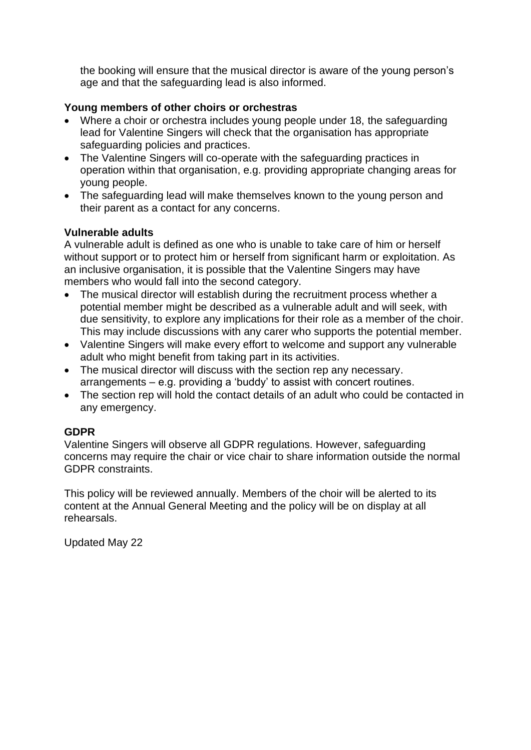the booking will ensure that the musical director is aware of the young person's age and that the safeguarding lead is also informed.

**Young members of other choirs or orchestras**

- Where a choir or orchestra includes young people under 18, the safeguarding lead for Valentine Singers will check that the organisation has appropriate safeguarding policies and practices.
- The Valentine Singers will co-operate with the safeguarding practices in operation within that organisation, e.g. providing appropriate changing areas for young people.
- The safeguarding lead will make themselves known to the young person and their parent as a contact for any concerns.

**Vulnerable adults**

A vulnerable adult is defined as one who is unable to take care of him or herself without support or to protect him or herself from significant harm or exploitation. As an inclusive organisation, it is possible that the Valentine Singers may have members who would fall into the second category.

- The musical director will establish during the recruitment process whether a potential member might be described as a vulnerable adult and will seek, with due sensitivity, to explore any implications for their role as a member of the choir. This may include discussions with any carer who supports the potential member.
- Valentine Singers will make every effort to welcome and support any vulnerable adult who might benefit from taking part in its activities.
- The musical director will discuss with the section rep any necessary. arrangements – e.g. providing a 'buddy' to assist with concert routines.
- The section rep will hold the contact details of an adult who could be contacted in any emergency.

**GDPR**

Valentine Singers will observe all GDPR regulations. However, safeguarding concerns may require the chair or vice chair to share information outside the normal GDPR constraints.

This policy will be reviewed annually. Members of the choir will be alerted to its content at the Annual General Meeting and the policy will be on display at all rehearsals.

Updated May 22